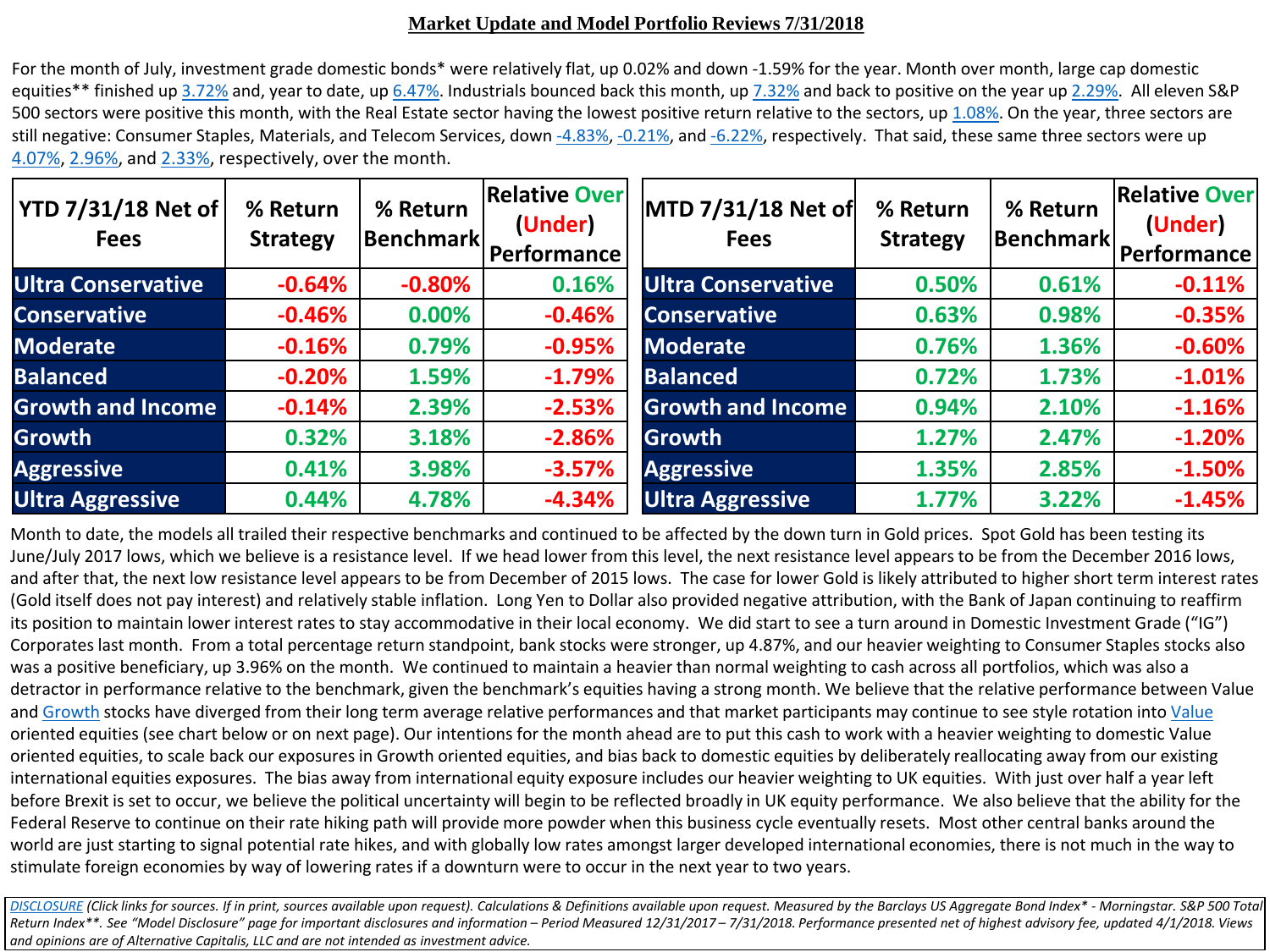# Market Update and Model Portfolio Reviews 7/31/2018

For the month of July, investment grade domestic bonds* were relatively flat, up 0.02% and down -1.59% for the year. Month over month, large cap domestic equities** finished up 3.72% and, year to date, up 6.47%. Industrials bounced back this month, up 7.32% and back to positive on the year up 2.29%. All eleven S&P 500 sectors were positive this month, with the Real Estate sector having the lowest positive return relative to the sectors, up 1.08%. On the year, three sectors are still negative: Consumer Staples, Materials, and Telecom Services, down -4.83%, -0.21%, and -6.22%, respectively. That said, these same three sectors were up 4.07%, 2.96%, and 2.33%, respectively, over the month.

| YTD 7/31/18 Net of Fees | % Return Strategy | % Return Benchmark | Relative Over (Under) Performance |
|---|---|---|---|
| Ultra Conservative | -0.64% | -0.80% | 0.16% |
| Conservative | -0.46% | 0.00% | -0.46% |
| Moderate | -0.16% | 0.79% | -0.95% |
| Balanced | -0.20% | 1.59% | -1.79% |
| Growth and Income | -0.14% | 2.39% | -2.53% |
| Growth | 0.32% | 3.18% | -2.86% |
| Aggressive | 0.41% | 3.98% | -3.57% |
| Ultra Aggressive | 0.44% | 4.78% | -4.34% |

| MTD 7/31/18 Net of Fees | % Return Strategy | % Return Benchmark | Relative Over (Under) Performance |
|---|---|---|---|
| Ultra Conservative | 0.50% | 0.61% | -0.11% |
| Conservative | 0.63% | 0.98% | -0.35% |
| Moderate | 0.76% | 1.36% | -0.60% |
| Balanced | 0.72% | 1.73% | -1.01% |
| Growth and Income | 0.94% | 2.10% | -1.16% |
| Growth | 1.27% | 2.47% | -1.20% |
| Aggressive | 1.35% | 2.85% | -1.50% |
| Ultra Aggressive | 1.77% | 3.22% | -1.45% |

Month to date, the models all trailed their respective benchmarks and continued to be affected by the down turn in Gold prices. Spot Gold has been testing its June/July 2017 lows, which we believe is a resistance level. If we head lower from this level, the next resistance level appears to be from the December 2016 lows, and after that, the next low resistance level appears to be from December of 2015 lows. The case for lower Gold is likely attributed to higher short term interest rates (Gold itself does not pay interest) and relatively stable inflation. Long Yen to Dollar also provided negative attribution, with the Bank of Japan continuing to reaffirm its position to maintain lower interest rates to stay accommodative in their local economy. We did start to see a turn around in Domestic Investment Grade ("IG") Corporates last month. From a total percentage return standpoint, bank stocks were stronger, up 4.87%, and our heavier weighting to Consumer Staples stocks also was a positive beneficiary, up 3.96% on the month. We continued to maintain a heavier than normal weighting to cash across all portfolios, which was also a detractor in performance relative to the benchmark, given the benchmark's equities having a strong month. We believe that the relative performance between Value and Growth stocks have diverged from their long term average relative performances and that market participants may continue to see style rotation into Value oriented equities (see chart below or on next page). Our intentions for the month ahead are to put this cash to work with a heavier weighting to domestic Value oriented equities, to scale back our exposures in Growth oriented equities, and bias back to domestic equities by deliberately reallocating away from our existing international equities exposures. The bias away from international equity exposure includes our heavier weighting to UK equities. With just over half a year left before Brexit is set to occur, we believe the political uncertainty will begin to be reflected broadly in UK equity performance. We also believe that the ability for the Federal Reserve to continue on their rate hiking path will provide more powder when this business cycle eventually resets. Most other central banks around the world are just starting to signal potential rate hikes, and with globally low rates amongst larger developed international economies, there is not much in the way to stimulate foreign economies by way of lowering rates if a downturn were to occur in the next year to two years.

*DISCLOSURE (Click links for sources. If in print, sources available upon request). Calculations & Definitions available upon request. Measured by the Barclays US Aggregate Bond Index* - Morningstar. S&P 500 Total Return Index**. See "Model Disclosure" page for important disclosures and information – Period Measured 12/31/2017 – 7/31/2018. Performance presented net of highest advisory fee, updated 4/1/2018. Views and opinions are of Alternative Capitalis, LLC and are not intended as investment advice.*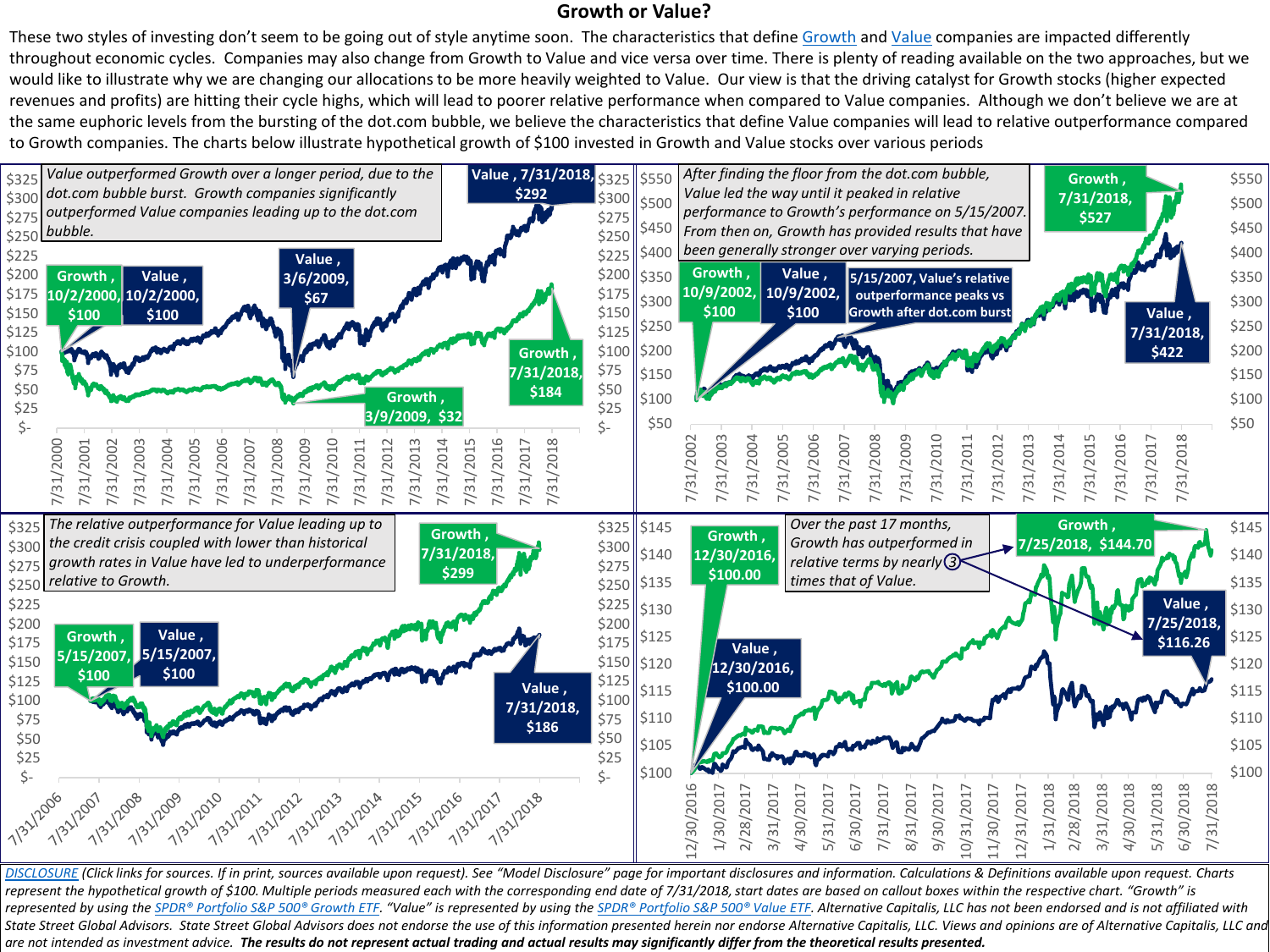# Growth or Value?

These two styles of investing don't seem to be going out of style anytime soon. The characteristics that define [Growth](#) and [Value](#) companies are impacted differently throughout economic cycles. Companies may also change from Growth to Value and vice versa over time. There is plenty of reading available on the two approaches, but we would like to illustrate why we are changing our allocations to be more heavily weighted to Value. Our view is that the driving catalyst for Growth stocks (higher expected revenues and profits) are hitting their cycle highs, which will lead to poorer relative performance when compared to Value companies. Although we don't believe we are at the same euphoric levels from the bursting of the dot.com bubble, we believe the characteristics that define Value companies will lead to relative outperformance compared to Growth companies. The charts below illustrate hypothetical growth of $100 invested in Growth and Value stocks over various periods

*Value outperformed Growth over a longer period, due to the dot.com bubble burst. Growth companies significantly outperformed Value companies leading up to the dot.com bubble.*

Growth, 10/2/2000, $100 | Value, 10/2/2000, $100 | Value, 3/6/2009, $67 | Growth, 3/9/2009, $32 | Value, 7/31/2018, $292 | Growth, 7/31/2018, $184

*After finding the floor from the dot.com bubble, Value led the way until it peaked in relative performance to Growth's performance on 5/15/2007. From then on, Growth has provided results that have been generally stronger over varying periods.*

Growth, 10/9/2002, $100 | Value, 10/9/2002, $100 | 5/15/2007, Value's relative outperformance peaks vs Growth after dot.com burst | Growth, 7/31/2018, $527 | Value, 7/31/2018, $422

*The relative outperformance for Value leading up to the credit crisis coupled with lower than historical growth rates in Value have led to underperformance relative to Growth.*

Growth, 5/15/2007, $100 | Value, 5/15/2007, $100 | Growth, 7/31/2018, $299 | Value, 7/31/2018, $186

*Over the past 17 months, Growth has outperformed in relative terms by nearly 3 times that of Value.*

Growth, 12/30/2016, $100.00 | Value, 12/30/2016, $100.00 | Growth, 7/25/2018, $144.70 | Value, 7/25/2018, $116.26

*[DISCLOSURE](#) (Click links for sources. If in print, sources available upon request). See "Model Disclosure" page for important disclosures and information. Calculations & Definitions available upon request. Charts represent the hypothetical growth of $100. Multiple periods measured each with the corresponding end date of 7/31/2018, start dates are based on callout boxes within the respective chart. "Growth" is represented by using the [SPDR® Portfolio S&P 500® Growth ETF](#). "Value" is represented by using the [SPDR® Portfolio S&P 500® Value ETF](#). Alternative Capitalis, LLC has not been endorsed and is not affiliated with State Street Global Advisors. State Street Global Advisors does not endorse the use of this information presented herein nor endorse Alternative Capitalis, LLC. Views and opinions are of Alternative Capitalis, LLC and are not intended as investment advice.* ***The results do not represent actual trading and actual results may significantly differ from the theoretical results presented.***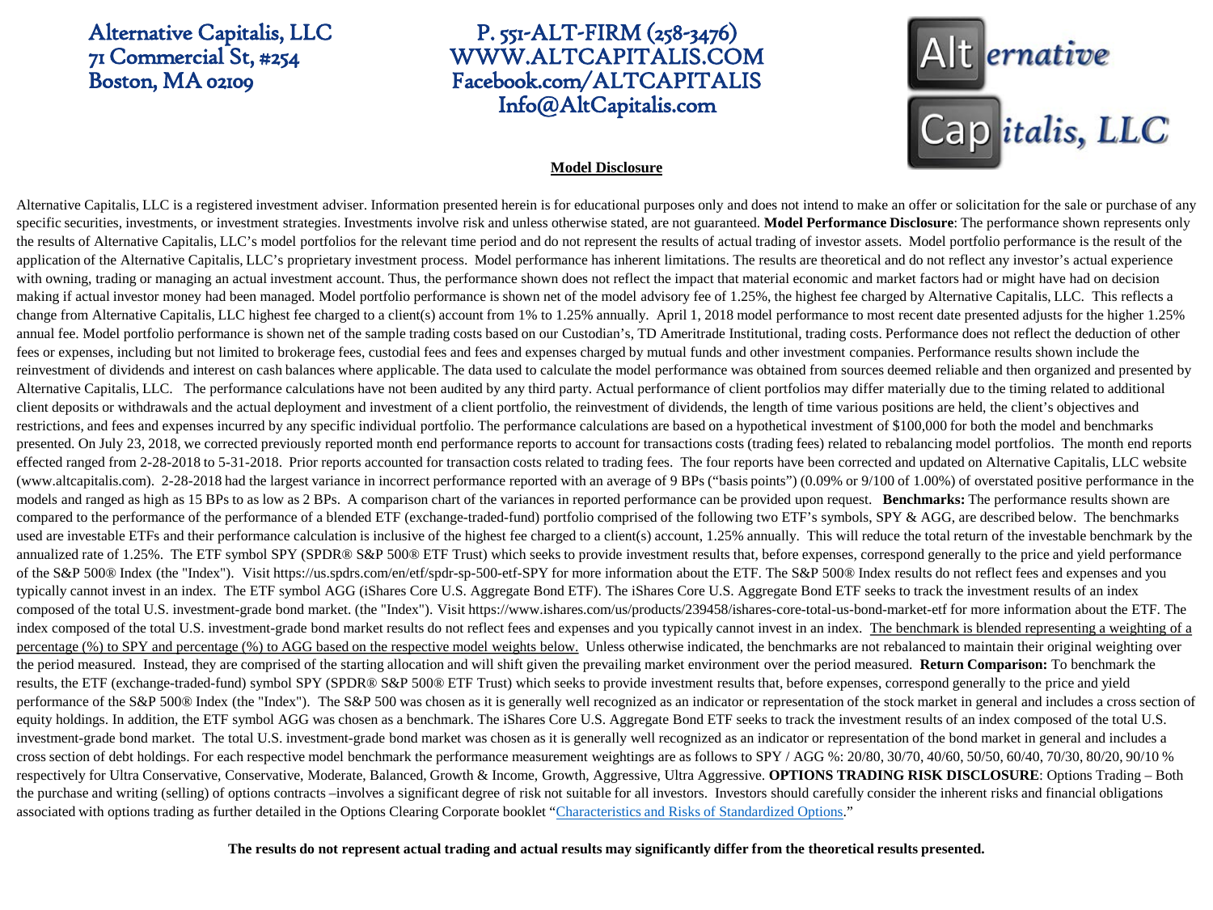Alternative Capitalis, LLC
71 Commercial St, #254
Boston, MA 02109

P. 551-ALT-FIRM (258-3476)
WWW.ALTCAPITALIS.COM
Facebook.com/ALTCAPITALIS
Info@AltCapitalis.com

Alternative Capitalis, LLC

**Model Disclosure**

Alternative Capitalis, LLC is a registered investment adviser. Information presented herein is for educational purposes only and does not intend to make an offer or solicitation for the sale or purchase of any specific securities, investments, or investment strategies. Investments involve risk and unless otherwise stated, are not guaranteed. **Model Performance Disclosure**: The performance shown represents only the results of Alternative Capitalis, LLC's model portfolios for the relevant time period and do not represent the results of actual trading of investor assets. Model portfolio performance is the result of the application of the Alternative Capitalis, LLC's proprietary investment process. Model performance has inherent limitations. The results are theoretical and do not reflect any investor's actual experience with owning, trading or managing an actual investment account. Thus, the performance shown does not reflect the impact that material economic and market factors had or might have had on decision making if actual investor money had been managed. Model portfolio performance is shown net of the model advisory fee of 1.25%, the highest fee charged by Alternative Capitalis, LLC. This reflects a change from Alternative Capitalis, LLC highest fee charged to a client(s) account from 1% to 1.25% annually. April 1, 2018 model performance to most recent date presented adjusts for the higher 1.25% annual fee. Model portfolio performance is shown net of the sample trading costs based on our Custodian's, TD Ameritrade Institutional, trading costs. Performance does not reflect the deduction of other fees or expenses, including but not limited to brokerage fees, custodial fees and fees and expenses charged by mutual funds and other investment companies. Performance results shown include the reinvestment of dividends and interest on cash balances where applicable. The data used to calculate the model performance was obtained from sources deemed reliable and then organized and presented by Alternative Capitalis, LLC. The performance calculations have not been audited by any third party. Actual performance of client portfolios may differ materially due to the timing related to additional client deposits or withdrawals and the actual deployment and investment of a client portfolio, the reinvestment of dividends, the length of time various positions are held, the client's objectives and restrictions, and fees and expenses incurred by any specific individual portfolio. The performance calculations are based on a hypothetical investment of $100,000 for both the model and benchmarks presented. On July 23, 2018, we corrected previously reported month end performance reports to account for transactions costs (trading fees) related to rebalancing model portfolios. The month end reports effected ranged from 2-28-2018 to 5-31-2018. Prior reports accounted for transaction costs related to trading fees. The four reports have been corrected and updated on Alternative Capitalis, LLC website (www.altcapitalis.com). 2-28-2018 had the largest variance in incorrect performance reported with an average of 9 BPs ("basis points") (0.09% or 9/100 of 1.00%) of overstated positive performance in the models and ranged as high as 15 BPs to as low as 2 BPs. A comparison chart of the variances in reported performance can be provided upon request. **Benchmarks:** The performance results shown are compared to the performance of the performance of a blended ETF (exchange-traded-fund) portfolio comprised of the following two ETF's symbols, SPY & AGG, are described below. The benchmarks used are investable ETFs and their performance calculation is inclusive of the highest fee charged to a client(s) account, 1.25% annually. This will reduce the total return of the investable benchmark by the annualized rate of 1.25%. The ETF symbol SPY (SPDR® S&P 500® ETF Trust) which seeks to provide investment results that, before expenses, correspond generally to the price and yield performance of the S&P 500® Index (the "Index"). Visit https://us.spdrs.com/en/etf/spdr-sp-500-etf-SPY for more information about the ETF. The S&P 500® Index results do not reflect fees and expenses and you typically cannot invest in an index. The ETF symbol AGG (iShares Core U.S. Aggregate Bond ETF). The iShares Core U.S. Aggregate Bond ETF seeks to track the investment results of an index composed of the total U.S. investment-grade bond market. (the "Index"). Visit https://www.ishares.com/us/products/239458/ishares-core-total-us-bond-market-etf for more information about the ETF. The index composed of the total U.S. investment-grade bond market results do not reflect fees and expenses and you typically cannot invest in an index. <u>The benchmark is blended representing a weighting of a percentage (%) to SPY and percentage (%) to AGG based on the respective model weights below.</u> Unless otherwise indicated, the benchmarks are not rebalanced to maintain their original weighting over the period measured. Instead, they are comprised of the starting allocation and will shift given the prevailing market environment over the period measured. **Return Comparison:** To benchmark the results, the ETF (exchange-traded-fund) symbol SPY (SPDR® S&P 500® ETF Trust) which seeks to provide investment results that, before expenses, correspond generally to the price and yield performance of the S&P 500® Index (the "Index"). The S&P 500 was chosen as it is generally well recognized as an indicator or representation of the stock market in general and includes a cross section of equity holdings. In addition, the ETF symbol AGG was chosen as a benchmark. The iShares Core U.S. Aggregate Bond ETF seeks to track the investment results of an index composed of the total U.S. investment-grade bond market. The total U.S. investment-grade bond market was chosen as it is generally well recognized as an indicator or representation of the bond market in general and includes a cross section of debt holdings. For each respective model benchmark the performance measurement weightings are as follows to SPY / AGG %: 20/80, 30/70, 40/60, 50/50, 60/40, 70/30, 80/20, 90/10 % respectively for Ultra Conservative, Conservative, Moderate, Balanced, Growth & Income, Growth, Aggressive, Ultra Aggressive. **OPTIONS TRADING RISK DISCLOSURE**: Options Trading – Both the purchase and writing (selling) of options contracts –involves a significant degree of risk not suitable for all investors. Investors should carefully consider the inherent risks and financial obligations associated with options trading as further detailed in the Options Clearing Corporate booklet "Characteristics and Risks of Standardized Options."

**The results do not represent actual trading and actual results may significantly differ from the theoretical results presented.**